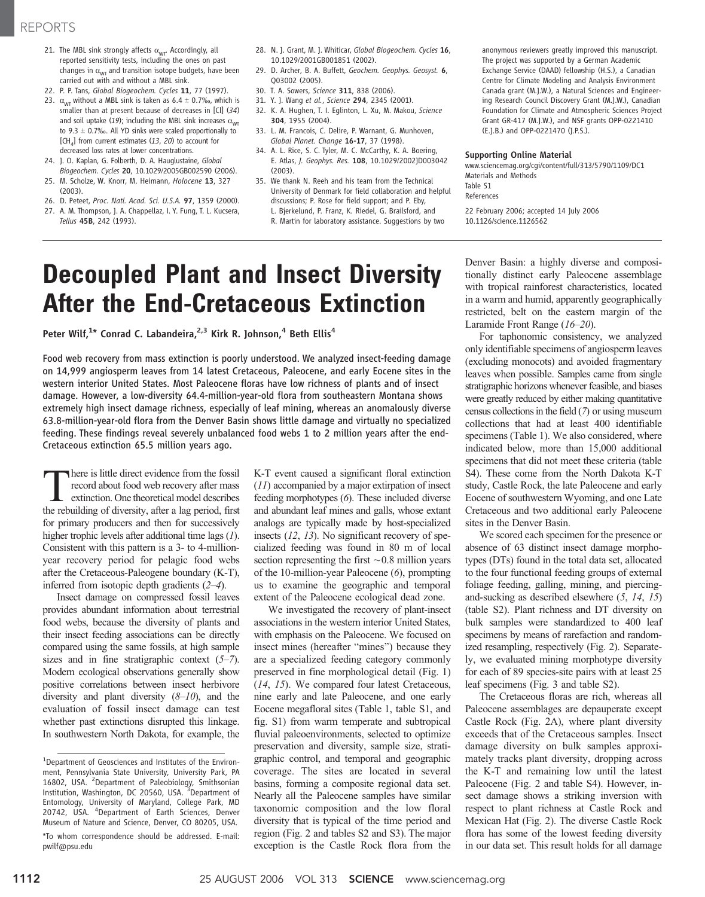21. The MBL sink strongly affects $\alpha_{WT}$. Accordingly, all reported sensitivity tests, including the ones on past changes in $\alpha_{WT}$ and transition isotope budgets, have been carried out with and without a MBL sink.
22. P. P. Tans, *Global Biogeochem. Cycles* **11**, 77 (1997).
23. $\alpha_{WT}$ without a MBL sink is taken as 6.4 ± 0.7‰, which is smaller than at present because of decreases in [Cl] (*34*) and soil uptake (*19*); including the MBL sink increases $\alpha_{WT}$ to 9.3 ± 0.7‰. All YD sinks were scaled proportionally to [$CH_4$] from current estimates (*13*, *20*) to account for decreased loss rates at lower concentrations.
24. J. O. Kaplan, G. Folberth, D. A. Hauglustaine, *Global Biogeochem. Cycles* **20**, 10.1029/2005GB002590 (2006).
25. M. Scholze, W. Knorr, M. Heimann, *Holocene* **13**, 327 (2003).
26. D. Peteet, *Proc. Natl. Acad. Sci. U.S.A.* **97**, 1359 (2000).
27. A. M. Thompson, J. A. Chappellaz, I. Y. Fung, T. L. Kucsera, *Tellus* **45B**, 242 (1993).
28. N. J. Grant, M. J. Whiticar, *Global Biogeochem. Cycles* **16**, 10.1029/2001GB001851 (2002).
29. D. Archer, B. A. Buffett, *Geochem. Geophys. Geosyst.* **6**, Q03002 (2005).
30. T. A. Sowers, *Science* **311**, 838 (2006).
31. Y. J. Wang *et al.*, *Science* **294**, 2345 (2001).
32. K. A. Hughen, T. I. Eglinton, L. Xu, M. Makou, *Science* **304**, 1955 (2004).
33. L. M. Francois, C. Delire, P. Warnant, G. Munhoven, *Global Planet. Change* **16-17**, 37 (1998).
34. A. L. Rice, S. C. Tyler, M. C. McCarthy, K. A. Boering, E. Atlas, *J. Geophys. Res.* **108**, 10.1029/2002JD003042 (2003).
35. We thank N. Reeh and his team from the Technical University of Denmark for field collaboration and helpful discussions; P. Rose for field support; and P. Eby, L. Bjerkelund, P. Franz, K. Riedel, G. Brailsford, and R. Martin for laboratory assistance. Suggestions by two anonymous reviewers greatly improved this manuscript. The project was supported by a German Academic Exchange Service (DAAD) fellowship (H.S.), a Canadian Centre for Climate Modeling and Analysis Environment Canada grant (M.J.W.), a Natural Sciences and Engineering Research Council Discovery Grant (M.J.W.), Canadian Foundation for Climate and Atmospheric Sciences Project Grant GR-417 (M.J.W.), and NSF grants OPP-0221410 (E.J.B.) and OPP-0221470 (J.P.S.).

**Supporting Online Material**
www.sciencemag.org/cgi/content/full/313/5790/1109/DC1
Materials and Methods
Table S1
References

22 February 2006; accepted 14 July 2006
10.1126/science.1126562

# Decoupled Plant and Insect Diversity After the End-Cretaceous Extinction

Peter Wilf,[1]* Conrad C. Labandeira,[2,3] Kirk R. Johnson,[4] Beth Ellis[4]

**Food web recovery from mass extinction is poorly understood. We analyzed insect-feeding damage on 14,999 angiosperm leaves from 14 latest Cretaceous, Paleocene, and early Eocene sites in the western interior United States. Most Paleocene floras have low richness of plants and of insect damage. However, a low-diversity 64.4-million-year-old flora from southeastern Montana shows extremely high insect damage richness, especially of leaf mining, whereas an anomalously diverse 63.8-million-year-old flora from the Denver Basin shows little damage and virtually no specialized feeding. These findings reveal severely unbalanced food webs 1 to 2 million years after the end-Cretaceous extinction 65.5 million years ago.**

There is little direct evidence from the fossil record about food web recovery after mass extinction. One theoretical model describes the rebuilding of diversity, after a lag period, first for primary producers and then for successively higher trophic levels after additional time lags (*1*). Consistent with this pattern is a 3- to 4-million-year recovery period for pelagic food webs after the Cretaceous-Paleogene boundary (K-T), inferred from isotopic depth gradients (*2*–*4*).

Insect damage on compressed fossil leaves provides abundant information about terrestrial food webs, because the diversity of plants and their insect feeding associations can be directly compared using the same fossils, at high sample sizes and in fine stratigraphic context (*5*–*7*). Modern ecological observations generally show positive correlations between insect herbivore diversity and plant diversity (*8*–*10*), and the evaluation of fossil insect damage can test whether past extinctions disrupted this linkage. In southwestern North Dakota, for example, the K-T event caused a significant floral extinction (*11*) accompanied by a major extirpation of insect feeding morphotypes (*6*). These included diverse and abundant leaf mines and galls, whose extant analogs are typically made by host-specialized insects (*12*, *13*). No significant recovery of specialized feeding was found in 80 m of local section representing the first ~0.8 million years of the 10-million-year Paleocene (*6*), prompting us to examine the geographic and temporal extent of the Paleocene ecological dead zone.

We investigated the recovery of plant-insect associations in the western interior United States, with emphasis on the Paleocene. We focused on insect mines (hereafter "mines") because they are a specialized feeding category commonly preserved in fine morphological detail (Fig. 1) (*14*, *15*). We compared four latest Cretaceous, nine early and late Paleocene, and one early Eocene megafloral sites (Table 1, table S1, and fig. S1) from warm temperate and subtropical fluvial paleoenvironments, selected to optimize preservation and diversity, sample size, stratigraphic control, and temporal and geographic coverage. The sites are located in several basins, forming a composite regional data set. Nearly all the Paleocene samples have similar taxonomic composition and the low floral diversity that is typical of the time period and region (Fig. 2 and tables S2 and S3). The major exception is the Castle Rock flora from the Denver Basin: a highly diverse and compositionally distinct early Paleocene assemblage with tropical rainforest characteristics, located in a warm and humid, apparently geographically restricted, belt on the eastern margin of the Laramide Front Range (*16*–*20*).

For taphonomic consistency, we analyzed only identifiable specimens of angiosperm leaves (excluding monocots) and avoided fragmentary leaves when possible. Samples came from single stratigraphic horizons whenever feasible, and biases were greatly reduced by either making quantitative census collections in the field (*7*) or using museum collections that had at least 400 identifiable specimens (Table 1). We also considered, where indicated below, more than 15,000 additional specimens that did not meet these criteria (table S4). These come from the North Dakota K-T study, Castle Rock, the late Paleocene and early Eocene of southwestern Wyoming, and one Late Cretaceous and two additional early Paleocene sites in the Denver Basin.

We scored each specimen for the presence or absence of 63 distinct insect damage morphotypes (DTs) found in the total data set, allocated to the four functional feeding groups of external foliage feeding, galling, mining, and piercing-and-sucking as described elsewhere (*5*, *14*, *15*) (table S2). Plant richness and DT diversity on bulk samples were standardized to 400 leaf specimens by means of rarefaction and randomized resampling, respectively (Fig. 2). Separately, we evaluated mining morphotype diversity for each of 89 species-site pairs with at least 25 leaf specimens (Fig. 3 and table S2).

The Cretaceous floras are rich, whereas all Paleocene assemblages are depauperate except Castle Rock (Fig. 2A), where plant diversity exceeds that of the Cretaceous samples. Insect damage diversity on bulk samples approximately tracks plant diversity, dropping across the K-T and remaining low until the latest Paleocene (Fig. 2 and table S4). However, insect damage shows a striking inversion with respect to plant richness at Castle Rock and Mexican Hat (Fig. 2). The diverse Castle Rock flora has some of the lowest feeding diversity in our data set. This result holds for all damage

---

[1]Department of Geosciences and Institutes of the Environment, Pennsylvania State University, University Park, PA 16802, USA. [2]Department of Paleobiology, Smithsonian Institution, Washington, DC 20560, USA. [3]Department of Entomology, University of Maryland, College Park, MD 20742, USA. [4]Department of Earth Sciences, Denver Museum of Nature and Science, Denver, CO 80205, USA.

*To whom correspondence should be addressed. E-mail: pwilf@psu.edu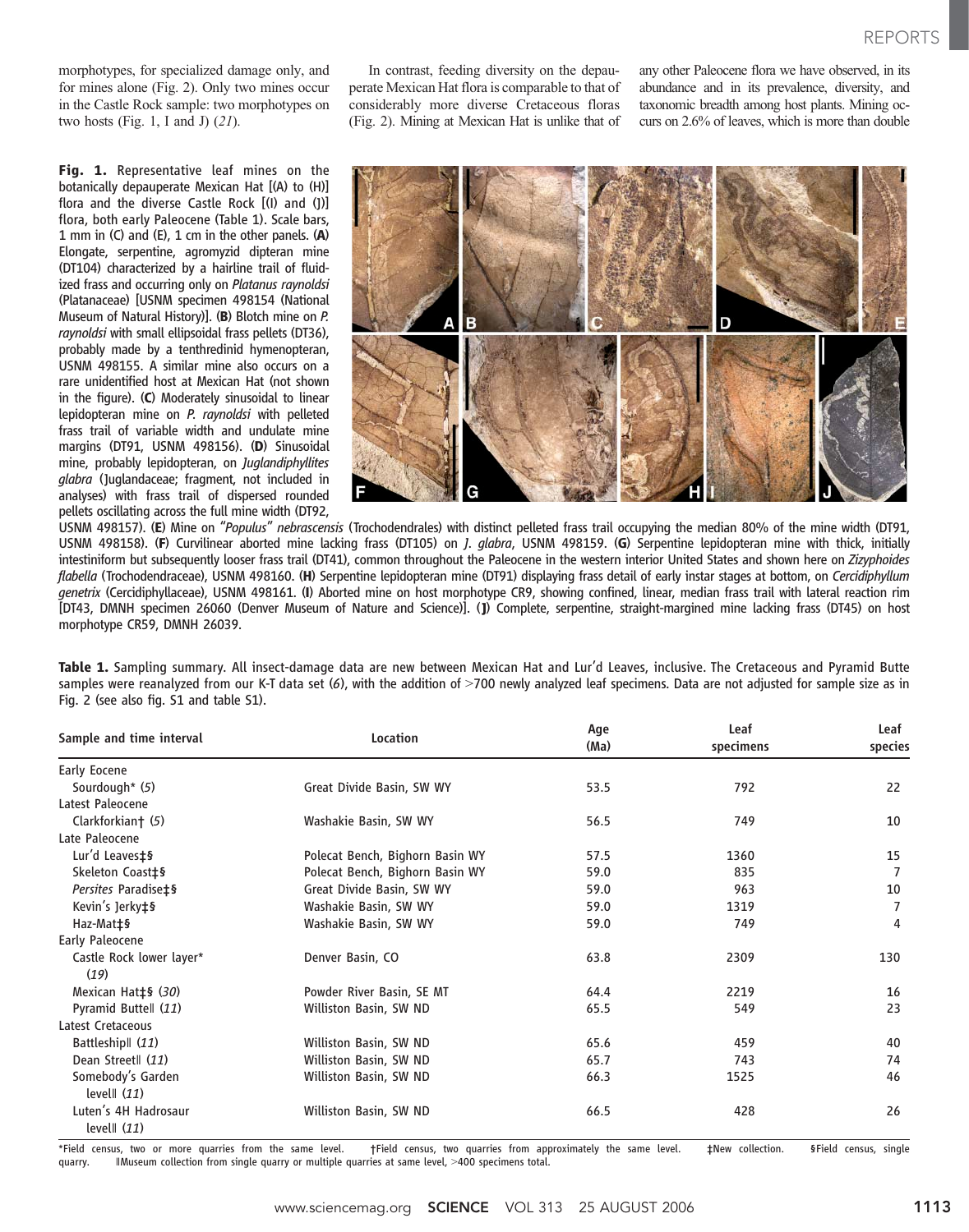morphotypes, for specialized damage only, and for mines alone (Fig. 2). Only two mines occur in the Castle Rock sample: two morphotypes on two hosts (Fig. 1, I and J) (*21*).

In contrast, feeding diversity on the depauperate Mexican Hat flora is comparable to that of considerably more diverse Cretaceous floras (Fig. 2). Mining at Mexican Hat is unlike that of any other Paleocene flora we have observed, in its abundance and in its prevalence, diversity, and taxonomic breadth among host plants. Mining occurs on 2.6% of leaves, which is more than double

**Fig. 1.** Representative leaf mines on the botanically depauperate Mexican Hat [(A) to (H)] flora and the diverse Castle Rock [(I) and (J)] flora, both early Paleocene (Table 1). Scale bars, 1 mm in (C) and (E), 1 cm in the other panels. **(A)** Elongate, serpentine, agromyzid dipteran mine (DT104) characterized by a hairline trail of fluidized frass and occurring only on *Platanus raynoldsi* (Platanaceae) [USNM specimen 498154 (National Museum of Natural History)]. **(B)** Blotch mine on *P. raynoldsi* with small ellipsoidal frass pellets (DT36), probably made by a tenthredinid hymenopteran, USNM 498155. A similar mine also occurs on a rare unidentified host at Mexican Hat (not shown in the figure). **(C)** Moderately sinusoidal to linear lepidopteran mine on *P. raynoldsi* with pelleted frass trail of variable width and undulate mine margins (DT91, USNM 498156). **(D)** Sinusoidal mine, probably lepidopteran, on *Juglandiphyllites glabra* (Juglandaceae; fragment, not included in analyses) with frass trail of dispersed rounded pellets oscillating across the full mine width (DT92, USNM 498157). **(E)** Mine on "*Populus*" *nebrascensis* (Trochodendrales) with distinct pelleted frass trail occupying the median 80% of the mine width (DT91, USNM 498158). **(F)** Curvilinear aborted mine lacking frass (DT105) on *J. glabra*, USNM 498159. **(G)** Serpentine lepidopteran mine with thick, initially intestiniform but subsequently looser frass trail (DT41), common throughout the Paleocene in the western interior United States and shown here on *Zizyphoides flabella* (Trochodendraceae), USNM 498160. **(H)** Serpentine lepidopteran mine (DT91) displaying frass detail of early instar stages at bottom, on *Cercidiphyllum genetrix* (Cercidiphyllaceae), USNM 498161. **(I)** Aborted mine on host morphotype CR9, showing confined, linear, median frass trail with lateral reaction rim [DT43, DMNH specimen 26060 (Denver Museum of Nature and Science)]. **(J)** Complete, serpentine, straight-margined mine lacking frass (DT45) on host morphotype CR59, DMNH 26039.

**Table 1.** Sampling summary. All insect-damage data are new between Mexican Hat and Lur'd Leaves, inclusive. The Cretaceous and Pyramid Butte samples were reanalyzed from our K-T data set (*6*), with the addition of >700 newly analyzed leaf specimens. Data are not adjusted for sample size as in Fig. 2 (see also fig. S1 and table S1).

| Sample and time interval | Location | Age (Ma) | Leaf specimens | Leaf species |
|---|---|---|---|---|
| Early Eocene | | | | |
| Sourdough* (*5*) | Great Divide Basin, SW WY | 53.5 | 792 | 22 |
| Latest Paleocene | | | | |
| Clarkforkian† (*5*) | Washakie Basin, SW WY | 56.5 | 749 | 10 |
| Late Paleocene | | | | |
| Lur'd Leaves‡§ | Polecat Bench, Bighorn Basin WY | 57.5 | 1360 | 15 |
| Skeleton Coast‡§ | Polecat Bench, Bighorn Basin WY | 59.0 | 835 | 7 |
| *Persites* Paradise‡§ | Great Divide Basin, SW WY | 59.0 | 963 | 10 |
| Kevin's Jerky‡§ | Washakie Basin, SW WY | 59.0 | 1319 | 7 |
| Haz-Mat‡§ | Washakie Basin, SW WY | 59.0 | 749 | 4 |
| Early Paleocene | | | | |
| Castle Rock lower layer* (*19*) | Denver Basin, CO | 63.8 | 2309 | 130 |
| Mexican Hat‡§ (*30*) | Powder River Basin, SE MT | 64.4 | 2219 | 16 |
| Pyramid Butte‖ (*11*) | Williston Basin, SW ND | 65.5 | 549 | 23 |
| Latest Cretaceous | | | | |
| Battleship‖ (*11*) | Williston Basin, SW ND | 65.6 | 459 | 40 |
| Dean Street‖ (*11*) | Williston Basin, SW ND | 65.7 | 743 | 74 |
| Somebody's Garden level‖ (*11*) | Williston Basin, SW ND | 66.3 | 1525 | 46 |
| Luten's 4H Hadrosaur level‖ (*11*) | Williston Basin, SW ND | 66.5 | 428 | 26 |

*Field census, two or more quarries from the same level. †Field census, two quarries from approximately the same level. ‡New collection. §Field census, single quarry. ‖Museum collection from single quarry or multiple quarries at same level, >400 specimens total.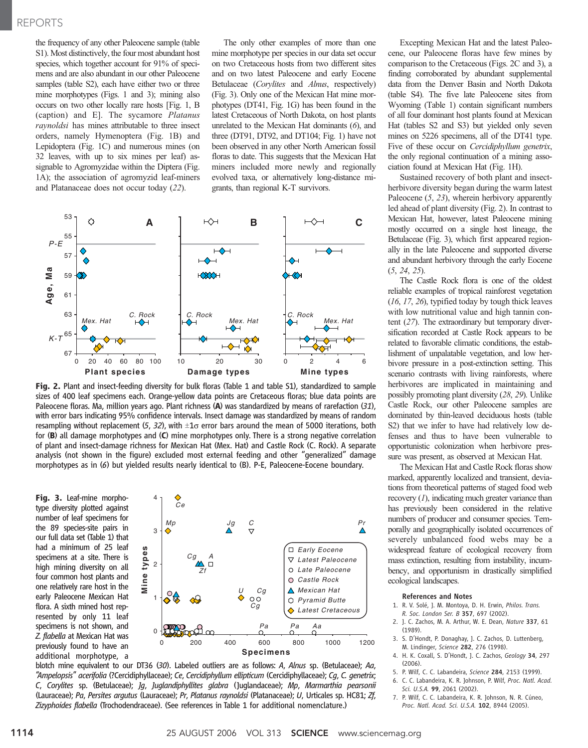the frequency of any other Paleocene sample (table S1). Most distinctively, the four most abundant host species, which together account for 91% of specimens and are also abundant in our other Paleocene samples (table S2), each have either two or three mine morphotypes (Figs. 1 and 3); mining also occurs on two other locally rare hosts [Fig. 1, B (caption) and E]. The sycamore *Platanus raynoldsi* has mines attributable to three insect orders, namely Hymenoptera (Fig. 1B) and Lepidoptera (Fig. 1C) and numerous mines (on 32 leaves, with up to six mines per leaf) assignable to Agromyzidae within the Diptera (Fig. 1A); the association of agromyzid leaf-miners and Platanaceae does not occur today (*22*).

The only other examples of more than one mine morphotype per species in our data set occur on two Cretaceous hosts from two different sites and on two latest Paleocene and early Eocene Betulaceae (*Corylites* and *Alnus*, respectively) (Fig. 3). Only one of the Mexican Hat mine morphotypes (DT41, Fig. 1G) has been found in the latest Cretaceous of North Dakota, on host plants unrelated to the Mexican Hat dominants (*6*), and three (DT91, DT92, and DT104; Fig. 1) have not been observed in any other North American fossil floras to date. This suggests that the Mexican Hat miners included more newly and regionally evolved taxa, or alternatively long-distance migrants, than regional K-T survivors.

Excepting Mexican Hat and the latest Paleocene, our Paleocene floras have few mines by comparison to the Cretaceous (Figs. 2C and 3), a finding corroborated by abundant supplemental data from the Denver Basin and North Dakota (table S4). The five late Paleocene sites from Wyoming (Table 1) contain significant numbers of all four dominant host plants found at Mexican Hat (tables S2 and S3) but yielded only seven mines on 5226 specimens, all of the DT41 type. Five of these occur on *Cercidiphyllum genetrix*, the only regional continuation of a mining association found at Mexican Hat (Fig. 1H).

Sustained recovery of both plant and insect-herbivore diversity began during the warm latest Paleocene (*5*, *23*), wherein herbivory apparently led ahead of plant diversity (Fig. 2). In contrast to Mexican Hat, however, latest Paleocene mining mostly occurred on a single host lineage, the Betulaceae (Fig. 3), which first appeared regionally in the late Paleocene and supported diverse and abundant herbivory through the early Eocene (*5*, *24*, *25*).

The Castle Rock flora is one of the oldest reliable examples of tropical rainforest vegetation (*16*, *17*, *26*), typified today by tough thick leaves with low nutritional value and high tannin content (*27*). The extraordinary but temporary diversification recorded at Castle Rock appears to be related to favorable climatic conditions, the establishment of unpalatable vegetation, and low herbivore pressure in a post-extinction setting. This scenario contrasts with living rainforests, where herbivores are implicated in maintaining and possibly promoting plant diversity (*28*, *29*). Unlike Castle Rock, our other Paleocene samples are dominated by thin-leaved deciduous hosts (table S2) that we infer to have had relatively low defenses and thus to have been vulnerable to opportunistic colonization when herbivore pressure was present, as observed at Mexican Hat.

The Mexican Hat and Castle Rock floras show marked, apparently localized and transient, deviations from theoretical patterns of staged food web recovery (*1*), indicating much greater variance than has previously been considered in the relative numbers of producer and consumer species. Temporally and geographically isolated occurrences of severely unbalanced food webs may be a widespread feature of ecological recovery from mass extinction, resulting from instability, incumbency, and opportunism in drastically simplified ecological landscapes.

**Fig. 2.** Plant and insect-feeding diversity for bulk floras (Table 1 and table S1), standardized to sample sizes of 400 leaf specimens each. Orange-yellow data points are Cretaceous floras; blue data points are Paleocene floras. Ma, million years ago. Plant richness (**A**) was standardized by means of rarefaction (*31*), with error bars indicating 95% confidence intervals. Insect damage was standardized by means of random resampling without replacement (*5*, *32*), with ±1σ error bars around the mean of 5000 iterations, both for (**B**) all damage morphotypes and (**C**) mine morphotypes only. There is a strong negative correlation of plant and insect-damage richness for Mexican Hat (Mex. Hat) and Castle Rock (C. Rock). A separate analysis (not shown in the figure) excluded most external feeding and other "generalized" damage morphotypes as in (*6*) but yielded results nearly identical to (B). P-E, Paleocene-Eocene boundary.

**Fig. 3.** Leaf-mine morphotype diversity plotted against number of leaf specimens for the 89 species-site pairs in our full data set (Table 1) that had a minimum of 25 leaf specimens at a site. There is high mining diversity on all four common host plants and one relatively rare host in the early Paleocene Mexican Hat flora. A sixth mined host represented by only 11 leaf specimens is not shown, and *Z. flabella* at Mexican Hat was previously found to have an additional morphotype, a blotch mine equivalent to our DT36 (*30*). Labeled outliers are as follows: *A*, *Alnus* sp. (Betulaceae); *Aa*, *"Ampelopsis" acerifolia* (?Cercidiphyllaceae); *Ce*, *Cercidiphyllum ellipticum* (Cercidiphyllaceae); *Cg*, *C. genetrix*; *C*, *Corylites* sp. (Betulaceae); *Jg*, *Juglandiphyllites glabra* (Juglandaceae); *Mp*, *Marmarthia pearsonii* (Lauraceae); *Pa*, *Persites argutus* (Lauraceae); *Pr*, *Platanus raynoldsi* (Platanaceae); *U*, Urticales sp. HC81; *Zf*, *Zizyphoides flabella* (Trochodendraceae). (See references in Table 1 for additional nomenclature.)

## References and Notes

1. R. V. Solé, J. M. Montoya, D. H. Erwin, *Philos. Trans. R. Soc. London Ser. B* **357**, 697 (2002).
2. J. C. Zachos, M. A. Arthur, W. E. Dean, *Nature* **337**, 61 (1989).
3. S. D'Hondt, P. Donaghay, J. C. Zachos, D. Luttenberg, M. Lindinger, *Science* **282**, 276 (1998).
4. H. K. Coxall, S. D'Hondt, J. C. Zachos, *Geology* **34**, 297 (2006).
5. P. Wilf, C. C. Labandeira, *Science* **284**, 2153 (1999).
6. C. C. Labandeira, K. R. Johnson, P. Wilf, *Proc. Natl. Acad. Sci. U.S.A.* **99**, 2061 (2002).
7. P. Wilf, C. C. Labandeira, K. R. Johnson, N. R. Cúneo, *Proc. Natl. Acad. Sci. U.S.A.* **102**, 8944 (2005).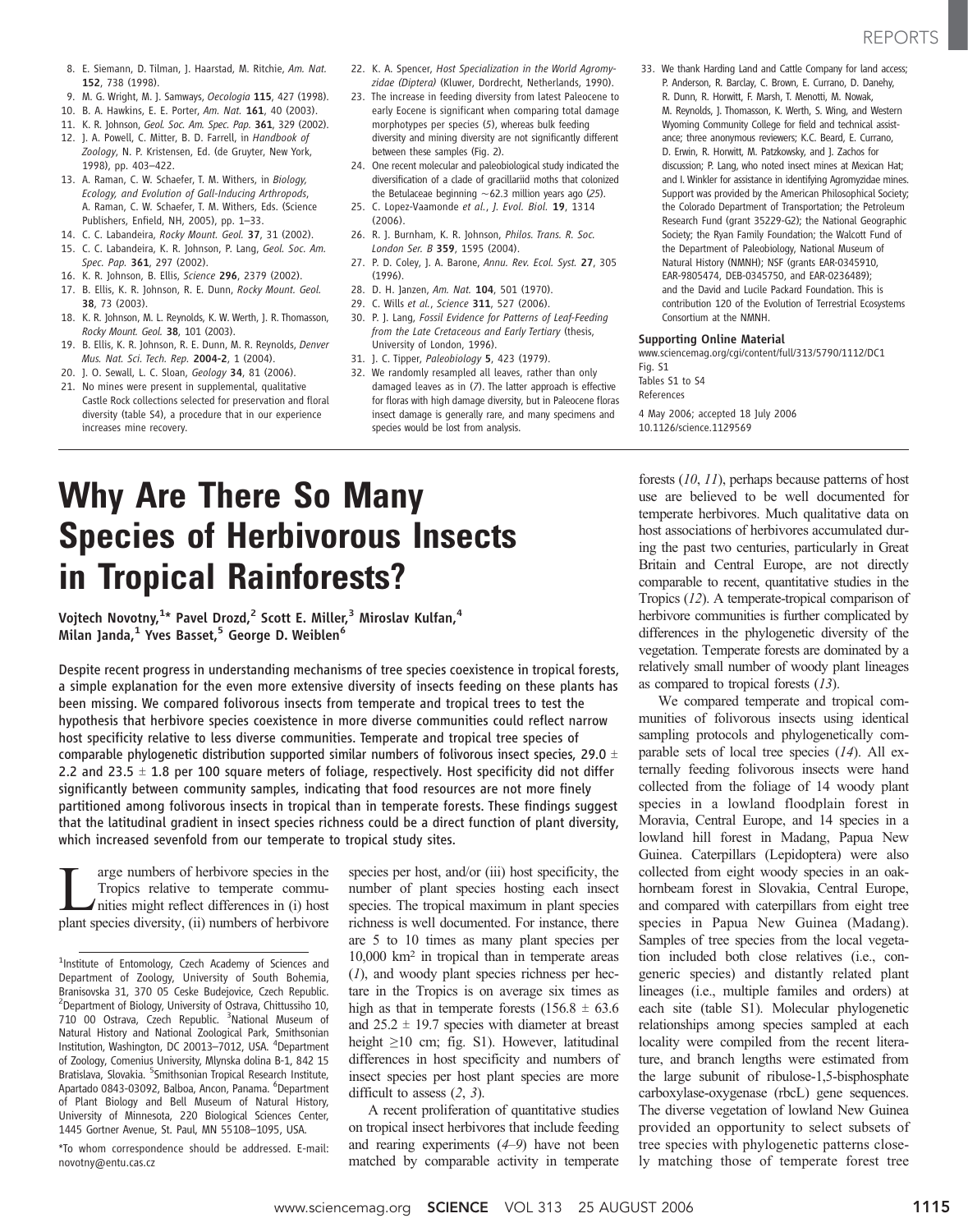8. E. Siemann, D. Tilman, J. Haarstad, M. Ritchie, *Am. Nat.* **152**, 738 (1998).
9. M. G. Wright, M. J. Samways, *Oecologia* **115**, 427 (1998).
10. B. A. Hawkins, E. E. Porter, *Am. Nat.* **161**, 40 (2003).
11. K. R. Johnson, *Geol. Soc. Am. Spec. Pap.* **361**, 329 (2002).
12. J. A. Powell, C. Mitter, B. D. Farrell, in *Handbook of Zoology*, N. P. Kristensen, Ed. (de Gruyter, New York, 1998), pp. 403–422.
13. A. Raman, C. W. Schaefer, T. M. Withers, in *Biology, Ecology, and Evolution of Gall-Inducing Arthropods*, A. Raman, C. W. Schaefer, T. M. Withers, Eds. (Science Publishers, Enfield, NH, 2005), pp. 1–33.
14. C. C. Labandeira, *Rocky Mount. Geol.* **37**, 31 (2002).
15. C. C. Labandeira, K. R. Johnson, P. Lang, *Geol. Soc. Am. Spec. Pap.* **361**, 297 (2002).
16. K. R. Johnson, B. Ellis, *Science* **296**, 2379 (2002).
17. B. Ellis, K. R. Johnson, R. E. Dunn, *Rocky Mount. Geol.* **38**, 73 (2003).
18. K. R. Johnson, M. L. Reynolds, K. W. Werth, J. R. Thomasson, *Rocky Mount. Geol.* **38**, 101 (2003).
19. B. Ellis, K. R. Johnson, R. E. Dunn, M. R. Reynolds, *Denver Mus. Nat. Sci. Tech. Rep.* **2004-2**, 1 (2004).
20. J. O. Sewall, L. C. Sloan, *Geology* **34**, 81 (2006).
21. No mines were present in supplemental, qualitative Castle Rock collections selected for preservation and floral diversity (table S4), a procedure that in our experience increases mine recovery.
22. K. A. Spencer, *Host Specialization in the World Agromyzidae (Diptera)* (Kluwer, Dordrecht, Netherlands, 1990).
23. The increase in feeding diversity from latest Paleocene to early Eocene is significant when comparing total damage morphotypes per species (5), whereas bulk feeding diversity and mining diversity are not significantly different between these samples (Fig. 2).
24. One recent molecular and paleobiological study indicated the diversification of a clade of gracillariid moths that colonized the Betulaceae beginning ~62.3 million years ago (25).
25. C. Lopez-Vaamonde *et al.*, *J. Evol. Biol.* **19**, 1314 (2006).
26. R. J. Burnham, K. R. Johnson, *Philos. Trans. R. Soc. London Ser. B* **359**, 1595 (2004).
27. P. D. Coley, J. A. Barone, *Annu. Rev. Ecol. Syst.* **27**, 305 (1996).
28. D. H. Janzen, *Am. Nat.* **104**, 501 (1970).
29. C. Wills *et al.*, *Science* **311**, 527 (2006).
30. P. J. Lang, *Fossil Evidence for Patterns of Leaf-Feeding from the Late Cretaceous and Early Tertiary* (thesis, University of London, 1996).
31. J. C. Tipper, *Paleobiology* **5**, 423 (1979).
32. We randomly resampled all leaves, rather than only damaged leaves as in (7). The latter approach is effective for floras with high damage diversity, but in Paleocene floras insect damage is generally rare, and many specimens and species would be lost from analysis.
33. We thank Harding Land and Cattle Company for land access; P. Anderson, R. Barclay, C. Brown, E. Currano, D. Danehy, R. Dunn, R. Horwitt, F. Marsh, T. Menotti, M. Nowak, M. Reynolds, J. Thomasson, K. Werth, S. Wing, and Western Wyoming Community College for field and technical assistance; three anonymous reviewers; K.C. Beard, E. Currano, D. Erwin, R. Horwitt, M. Patzkowsky, and J. Zachos for discussion; P. Lang, who noted insect mines at Mexican Hat; and I. Winkler for assistance in identifying Agromyzidae mines. Support was provided by the American Philosophical Society; the Colorado Department of Transportation; the Petroleum Research Fund (grant 35229-G2); the National Geographic Society; the Ryan Family Foundation; the Walcott Fund of the Department of Paleobiology, National Museum of Natural History (NMNH); NSF (grants EAR-0345910, EAR-9805474, DEB-0345750, and EAR-0236489); and the David and Lucile Packard Foundation. This is contribution 120 of the Evolution of Terrestrial Ecosystems Consortium at the NMNH.

**Supporting Online Material**
www.sciencemag.org/cgi/content/full/313/5790/1112/DC1
Fig. S1
Tables S1 to S4
References

4 May 2006; accepted 18 July 2006
10.1126/science.1129569

# Why Are There So Many Species of Herbivorous Insects in Tropical Rainforests?

**Vojtech Novotny,[1]* Pavel Drozd,[2] Scott E. Miller,[3] Miroslav Kulfan,[4] Milan Janda,[1] Yves Basset,[5] George D. Weiblen[6]**

**Despite recent progress in understanding mechanisms of tree species coexistence in tropical forests, a simple explanation for the even more extensive diversity of insects feeding on these plants has been missing. We compared folivorous insects from temperate and tropical trees to test the hypothesis that herbivore species coexistence in more diverse communities could reflect narrow host specificity relative to less diverse communities. Temperate and tropical tree species of comparable phylogenetic distribution supported similar numbers of folivorous insect species, 29.0 ± 2.2 and 23.5 ± 1.8 per 100 square meters of foliage, respectively. Host specificity did not differ significantly between community samples, indicating that food resources are not more finely partitioned among folivorous insects in tropical than in temperate forests. These findings suggest that the latitudinal gradient in insect species richness could be a direct function of plant diversity, which increased sevenfold from our temperate to tropical study sites.**

Large numbers of herbivore species in the Tropics relative to temperate communities might reflect differences in (i) host plant species diversity, (ii) numbers of herbivore species per host, and/or (iii) host specificity, the number of plant species hosting each insect species. The tropical maximum in plant species richness is well documented. For instance, there are 5 to 10 times as many plant species per 10,000 km$^2$ in tropical than in temperate areas (1), and woody plant species richness per hectare in the Tropics is on average six times as high as that in temperate forests (156.8 ± 63.6 and 25.2 ± 19.7 species with diameter at breast height ≥10 cm; fig. S1). However, latitudinal differences in host specificity and numbers of insect species per host plant species are more difficult to assess (2, 3).

A recent proliferation of quantitative studies on tropical insect herbivores that include feeding and rearing experiments (4–9) have not been matched by comparable activity in temperate forests (10, 11), perhaps because patterns of host use are believed to be well documented for temperate herbivores. Much qualitative data on host associations of herbivores accumulated during the past two centuries, particularly in Great Britain and Central Europe, are not directly comparable to recent, quantitative studies in the Tropics (12). A temperate-tropical comparison of herbivore communities is further complicated by differences in the phylogenetic diversity of the vegetation. Temperate forests are dominated by a relatively small number of woody plant lineages as compared to tropical forests (13).

We compared temperate and tropical communities of folivorous insects using identical sampling protocols and phylogenetically comparable sets of local tree species (14). All externally feeding folivorous insects were hand collected from the foliage of 14 woody plant species in a lowland floodplain forest in Moravia, Central Europe, and 14 species in a lowland hill forest in Madang, Papua New Guinea. Caterpillars (Lepidoptera) were also collected from eight woody species in an oak-hornbeam forest in Slovakia, Central Europe, and compared with caterpillars from eight tree species in Papua New Guinea (Madang). Samples of tree species from the local vegetation included both close relatives (i.e., congeneric species) and distantly related plant lineages (i.e., multiple familes and orders) at each site (table S1). Molecular phylogenetic relationships among species sampled at each locality were compiled from the recent literature, and branch lengths were estimated from the large subunit of ribulose-1,5-bisphosphate carboxylase-oxygenase (rbcL) gene sequences. The diverse vegetation of lowland New Guinea provided an opportunity to select subsets of tree species with phylogenetic patterns closely matching those of temperate forest tree

[1]Institute of Entomology, Czech Academy of Sciences and Department of Zoology, University of South Bohemia, Branisovska 31, 370 05 Ceske Budejovice, Czech Republic. [2]Department of Biology, University of Ostrava, Chittussiho 10, 710 00 Ostrava, Czech Republic. [3]National Museum of Natural History and National Zoological Park, Smithsonian Institution, Washington, DC 20013–7012, USA. [4]Department of Zoology, Comenius University, Mlynska dolina B-1, 842 15 Bratislava, Slovakia. [5]Smithsonian Tropical Research Institute, Apartado 0843-03092, Balboa, Ancon, Panama. [6]Department of Plant Biology and Bell Museum of Natural History, University of Minnesota, 220 Biological Sciences Center, 1445 Gortner Avenue, St. Paul, MN 55108–1095, USA.

*To whom correspondence should be addressed. E-mail: novotny@entu.cas.cz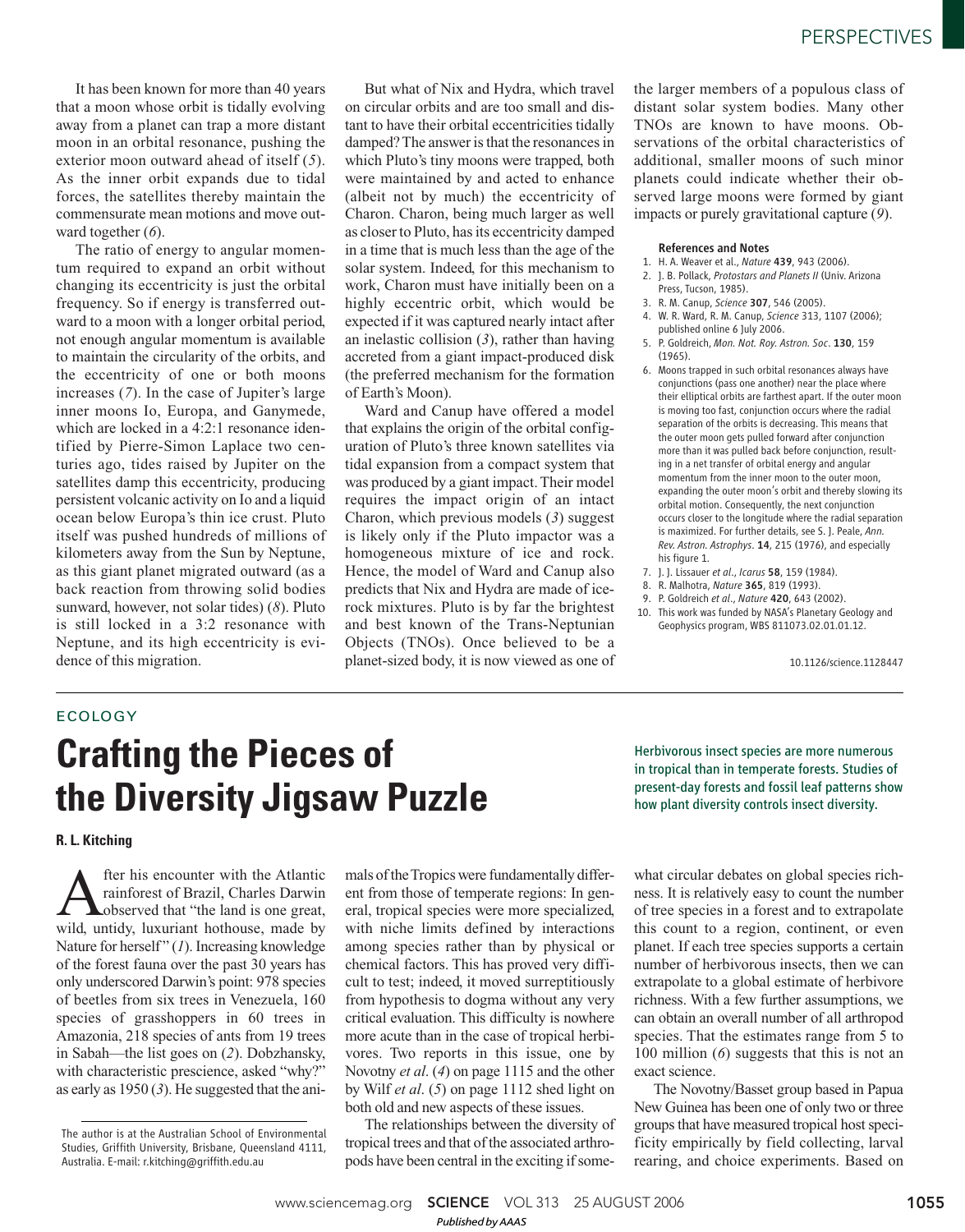It has been known for more than 40 years that a moon whose orbit is tidally evolving away from a planet can trap a more distant moon in an orbital resonance, pushing the exterior moon outward ahead of itself (*5*). As the inner orbit expands due to tidal forces, the satellites thereby maintain the commensurate mean motions and move outward together (*6*).

The ratio of energy to angular momentum required to expand an orbit without changing its eccentricity is just the orbital frequency. So if energy is transferred outward to a moon with a longer orbital period, not enough angular momentum is available to maintain the circularity of the orbits, and the eccentricity of one or both moons increases (*7*). In the case of Jupiter's large inner moons Io, Europa, and Ganymede, which are locked in a 4:2:1 resonance identified by Pierre-Simon Laplace two centuries ago, tides raised by Jupiter on the satellites damp this eccentricity, producing persistent volcanic activity on Io and a liquid ocean below Europa's thin ice crust. Pluto itself was pushed hundreds of millions of kilometers away from the Sun by Neptune, as this giant planet migrated outward (as a back reaction from throwing solid bodies sunward, however, not solar tides) (*8*). Pluto is still locked in a 3:2 resonance with Neptune, and its high eccentricity is evidence of this migration.

But what of Nix and Hydra, which travel on circular orbits and are too small and distant to have their orbital eccentricities tidally damped? The answer is that the resonances in which Pluto's tiny moons were trapped, both were maintained by and acted to enhance (albeit not by much) the eccentricity of Charon. Charon, being much larger as well as closer to Pluto, has its eccentricity damped in a time that is much less than the age of the solar system. Indeed, for this mechanism to work, Charon must have initially been on a highly eccentric orbit, which would be expected if it was captured nearly intact after an inelastic collision (*3*), rather than having accreted from a giant impact-produced disk (the preferred mechanism for the formation of Earth's Moon).

Ward and Canup have offered a model that explains the origin of the orbital configuration of Pluto's three known satellites via tidal expansion from a compact system that was produced by a giant impact. Their model requires the impact origin of an intact Charon, which previous models (*3*) suggest is likely only if the Pluto impactor was a homogeneous mixture of ice and rock. Hence, the model of Ward and Canup also predicts that Nix and Hydra are made of ice-rock mixtures. Pluto is by far the brightest and best known of the Trans-Neptunian Objects (TNOs). Once believed to be a planet-sized body, it is now viewed as one of the larger members of a populous class of distant solar system bodies. Many other TNOs are known to have moons. Observations of the orbital characteristics of additional, smaller moons of such minor planets could indicate whether their observed large moons were formed by giant impacts or purely gravitational capture (*9*).

**References and Notes**

1. H. A. Weaver et al., *Nature* **439**, 943 (2006).
2. J. B. Pollack, *Protostars and Planets II* (Univ. Arizona Press, Tucson, 1985).
3. R. M. Canup, *Science* **307**, 546 (2005).
4. W. R. Ward, R. M. Canup, *Science* 313, 1107 (2006); published online 6 July 2006.
5. P. Goldreich, *Mon. Not. Roy. Astron. Soc*. **130**, 159 (1965).
6. Moons trapped in such orbital resonances always have conjunctions (pass one another) near the place where their elliptical orbits are farthest apart. If the outer moon is moving too fast, conjunction occurs where the radial separation of the orbits is decreasing. This means that the outer moon gets pulled forward after conjunction more than it was pulled back before conjunction, resulting in a net transfer of orbital energy and angular momentum from the inner moon to the outer moon, expanding the outer moon's orbit and thereby slowing its orbital motion. Consequently, the next conjunction occurs closer to the longitude where the radial separation is maximized. For further details, see S. J. Peale, *Ann. Rev. Astron. Astrophys*. **14**, 215 (1976), and especially his figure 1.
7. J. J. Lissauer *et al*., *Icarus* **58**, 159 (1984).
8. R. Malhotra, *Nature* **365**, 819 (1993).
9. P. Goldreich *et al*., *Nature* **420**, 643 (2002).
10. This work was funded by NASA's Planetary Geology and Geophysics program, WBS 811073.02.01.01.12.

10.1126/science.1128447

ECOLOGY

# Crafting the Pieces of the Diversity Jigsaw Puzzle

**R. L. Kitching**

Herbivorous insect species are more numerous in tropical than in temperate forests. Studies of present-day forests and fossil leaf patterns show how plant diversity controls insect diversity.

After his encounter with the Atlantic rainforest of Brazil, Charles Darwin observed that "the land is one great, wild, untidy, luxuriant hothouse, made by Nature for herself" (*1*). Increasing knowledge of the forest fauna over the past 30 years has only underscored Darwin's point: 978 species of beetles from six trees in Venezuela, 160 species of grasshoppers in 60 trees in Amazonia, 218 species of ants from 19 trees in Sabah—the list goes on (*2*). Dobzhansky, with characteristic prescience, asked "why?" as early as 1950 (*3*). He suggested that the animals of the Tropics were fundamentally different from those of temperate regions: In general, tropical species were more specialized, with niche limits defined by interactions among species rather than by physical or chemical factors. This has proved very difficult to test; indeed, it moved surreptitiously from hypothesis to dogma without any very critical evaluation. This difficulty is nowhere more acute than in the case of tropical herbivores. Two reports in this issue, one by Novotny *et al*. (*4*) on page 1115 and the other by Wilf *et al*. (*5*) on page 1112 shed light on both old and new aspects of these issues.

The relationships between the diversity of tropical trees and that of the associated arthropods have been central in the exciting if somewhat circular debates on global species richness. It is relatively easy to count the number of tree species in a forest and to extrapolate this count to a region, continent, or even planet. If each tree species supports a certain number of herbivorous insects, then we can extrapolate to a global estimate of herbivore richness. With a few further assumptions, we can obtain an overall number of all arthropod species. That the estimates range from 5 to 100 million (*6*) suggests that this is not an exact science.

The Novotny/Basset group based in Papua New Guinea has been one of only two or three groups that have measured tropical host specificity empirically by field collecting, larval rearing, and choice experiments. Based on

The author is at the Australian School of Environmental Studies, Griffith University, Brisbane, Queensland 4111, Australia. E-mail: r.kitching@griffith.edu.au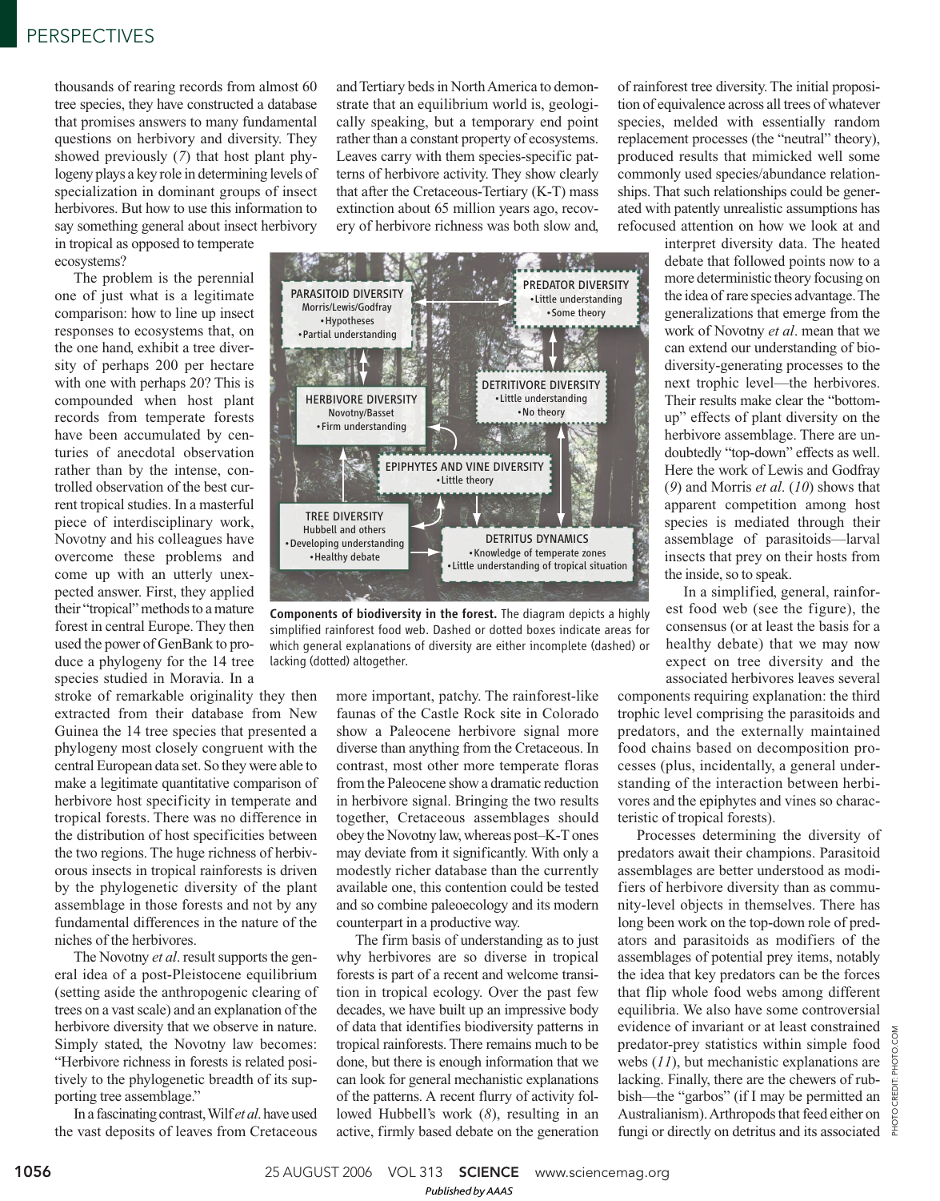thousands of rearing records from almost 60 tree species, they have constructed a database that promises answers to many fundamental questions on herbivory and diversity. They showed previously (*7*) that host plant phylogeny plays a key role in determining levels of specialization in dominant groups of insect herbivores. But how to use this information to say something general about insect herbivory in tropical as opposed to temperate ecosystems?

The problem is the perennial one of just what is a legitimate comparison: how to line up insect responses to ecosystems that, on the one hand, exhibit a tree diversity of perhaps 200 per hectare with one with perhaps 20? This is compounded when host plant records from temperate forests have been accumulated by centuries of anecdotal observation rather than by the intense, controlled observation of the best current tropical studies. In a masterful piece of interdisciplinary work, Novotny and his colleagues have overcome these problems and come up with an utterly unexpected answer. First, they applied their "tropical" methods to a mature forest in central Europe. They then used the power of GenBank to produce a phylogeny for the 14 tree species studied in Moravia. In a stroke of remarkable originality they then extracted from their database from New Guinea the 14 tree species that presented a phylogeny most closely congruent with the central European data set. So they were able to make a legitimate quantitative comparison of herbivore host specificity in temperate and tropical forests. There was no difference in the distribution of host specificities between the two regions. The huge richness of herbivorous insects in tropical rainforest is driven by the phylogenetic diversity of the plant assemblage in those forests and not by any fundamental differences in the nature of the niches of the herbivores.

The Novotny *et al*. result supports the general idea of a post-Pleistocene equilibrium (setting aside the anthropogenic clearing of trees on a vast scale) and an explanation of the herbivore diversity that we observe in nature. Simply stated, the Novotny law becomes: "Herbivore richness in forests is related positively to the phylogenetic breadth of its supporting tree assemblage."

In a fascinating contrast, Wilf *et al*. have used the vast deposits of leaves from Cretaceous and Tertiary beds in North America to demonstrate that an equilibrium world is, geologically speaking, but a temporary end point rather than a constant property of ecosystems. Leaves carry with them species-specific patterns of herbivore activity. They show clearly that after the Cretaceous-Tertiary (K-T) mass extinction about 65 million years ago, recovery of herbivore richness was both slow and, more important, patchy. The rainforest-like faunas of the Castle Rock site in Colorado show a Paleocene herbivore signal more diverse than anything from the Cretaceous. In contrast, most other more temperate floras from the Paleocene show a dramatic reduction in herbivore signal. Bringing the two results together, Cretaceous assemblages should obey the Novotny law, whereas post–K-T ones may deviate from it significantly. With only a modestly richer database than the currently available one, this contention could be tested and so combine paleoecology and its modern counterpart in a productive way.

PARASITOID DIVERSITY
Morris/Lewis/Godfray
• Hypotheses
• Partial understanding

PREDATOR DIVERSITY
• Little understanding
• Some theory

DETRITIVORE DIVERSITY
• Little understanding
• No theory

HERBIVORE DIVERSITY
Novotny/Basset
• Firm understanding

EPIPHYTES AND VINE DIVERSITY
• Little theory

TREE DIVERSITY
Hubbell and others
• Developing understanding
• Healthy debate

DETRITUS DYNAMICS
• Knowledge of temperate zones
• Little understanding of tropical situation

**Components of biodiversity in the forest.** The diagram depicts a highly simplified rainforest food web. Dashed or dotted boxes indicate areas for which general explanations of diversity are either incomplete (dashed) or lacking (dotted) altogether.

The firm basis of understanding as to just why herbivores are so diverse in tropical forests is part of a recent and welcome transition in tropical ecology. Over the past few decades, we have built up an impressive body of data that identifies biodiversity patterns in tropical rainforests. There remains much to be done, but there is enough information that we can look for general mechanistic explanations of the patterns. A recent flurry of activity followed Hubbell's work (*8*), resulting in an active, firmly based debate on the generation of rainforest tree diversity. The initial proposition of equivalence across all trees of whatever species, melded with essentially random replacement processes (the "neutral" theory), produced results that mimicked well some commonly used species/abundance relationships. That such relationships could be generated with patently unrealistic assumptions has refocused attention on how we look at and interpret diversity data. The heated debate that followed points now to a more deterministic theory focusing on the idea of rare species advantage. The generalizations that emerge from the work of Novotny *et al*. mean that we can extend our understanding of biodiversity-generating processes to the next trophic level—the herbivores. Their results make clear the "bottom-up" effects of plant diversity on the herbivore assemblage. There are undoubtedly "top-down" effects as well. Here the work of Lewis and Godfray (*9*) and Morris *et al*. (*10*) shows that apparent competition among host species is mediated through their assemblage of parasitoids—larval insects that prey on their hosts from the inside, so to speak.

In a simplified, general, rainforest food web (see the figure), the consensus (or at least the basis for a healthy debate) that we may now expect on tree diversity and the associated herbivores leaves several components requiring explanation: the third trophic level comprising the parasitoids and predators, and the externally maintained food chains based on decomposition processes (plus, incidentally, a general understanding of the interaction between herbivores and the epiphytes and vines so characteristic of tropical forests).

Processes determining the diversity of predators await their champions. Parasitoid assemblages are better understood as modifiers of herbivore diversity than as community-level objects in themselves. There has long been work on the top-down role of predators and parasitoids as modifiers of the assemblages of potential prey items, notably the idea that key predators can be the forces that flip whole food webs among different equilibria. We also have some controversial evidence of invariant or at least constrained predator-prey statistics within simple food webs (*11*), but mechanistic explanations are lacking. Finally, there are the chewers of rubbish—the "garbos" (if I may be permitted an Australianism). Arthropods that feed either on fungi or directly on detritus and its associated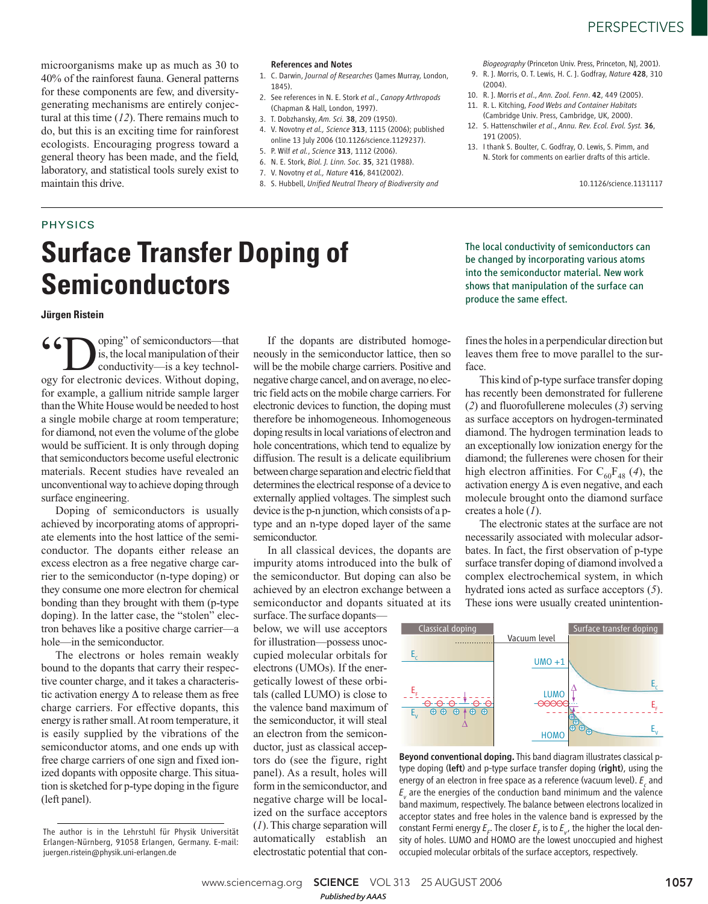microorganisms make up as much as 30 to 40% of the rainforest fauna. General patterns for these components are few, and diversity-generating mechanisms are entirely conjectural at this time (*12*). There remains much to do, but this is an exciting time for rainforest ecologists. Encouraging progress toward a general theory has been made, and the field, laboratory, and statistical tools surely exist to maintain this drive.

**References and Notes**

1. C. Darwin, *Journal of Researches* (James Murray, London, 1845).
2. See references in N. E. Stork *et al.*, *Canopy Arthropods* (Chapman & Hall, London, 1997).
3. T. Dobzhansky, *Am. Sci.* **38**, 209 (1950).
4. V. Novotny *et al., Science* **313**, 1115 (2006); published online 13 July 2006 (10.1126/science.1129237).
5. P. Wilf *et al.*, *Science* **313**, 1112 (2006).
6. N. E. Stork, *Biol. J. Linn. Soc.* **35**, 321 (1988).
7. V. Novotny *et al., Nature* **416**, 841(2002).
8. S. Hubbell, *Unified Neutral Theory of Biodiversity and Biogeography* (Princeton Univ. Press, Princeton, NJ, 2001).
9. R. J. Morris, O. T. Lewis, H. C. J. Godfray, *Nature* **428**, 310 (2004).
10. R. J. Morris *et al.*, *Ann. Zool. Fenn*. **42**, 449 (2005).
11. R. L. Kitching, *Food Webs and Container Habitats* (Cambridge Univ. Press, Cambridge, UK, 2000).
12. S. Hattenschwiler *et al.*, *Annu. Rev. Ecol. Evol. Syst.* **36**, 191 (2005).
13. I thank S. Boulter, C. Godfray, O. Lewis, S. Pimm, and N. Stork for comments on earlier drafts of this article.

10.1126/science.1131117

PHYSICS

# Surface Transfer Doping of Semiconductors

**Jürgen Ristein**

The local conductivity of semiconductors can be changed by incorporating various atoms into the semiconductor material. New work shows that manipulation of the surface can produce the same effect.

"Doping" of semiconductors—that is, the local manipulation of their conductivity—is a key technology for electronic devices. Without doping, for example, a gallium nitride sample larger than the White House would be needed to host a single mobile charge at room temperature; for diamond, not even the volume of the globe would be sufficient. It is only through doping that semiconductors become useful electronic materials. Recent studies have revealed an unconventional way to achieve doping through surface engineering.

Doping of semiconductors is usually achieved by incorporating atoms of appropriate elements into the host lattice of the semiconductor. The dopants either release an excess electron as a free negative charge carrier to the semiconductor (n-type doping) or they consume one more electron for chemical bonding than they brought with them (p-type doping). In the latter case, the "stolen" electron behaves like a positive charge carrier—a hole—in the semiconductor.

The electrons or holes remain weakly bound to the dopants that carry their respective counter charge, and it takes a characteristic activation energy Δ to release them as free charge carriers. For effective dopants, this energy is rather small. At room temperature, it is easily supplied by the vibrations of the semiconductor atoms, and one ends up with free charge carriers of one sign and fixed ionized dopants with opposite charge. This situation is sketched for p-type doping in the figure (left panel).

If the dopants are distributed homogeneously in the semiconductor lattice, then so will be the mobile charge carriers. Positive and negative charge cancel, and on average, no electric field acts on the mobile charge carriers. For electronic devices to function, the doping must therefore be inhomogeneous. Inhomogeneous doping results in local variations of electron and hole concentrations, which tend to equalize by diffusion. The result is a delicate equilibrium between charge separation and electric field that determines the electrical response of a device to externally applied voltages. The simplest such device is the p-n junction, which consists of a p-type and an n-type doped layer of the same semiconductor.

In all classical devices, the dopants are impurity atoms introduced into the bulk of the semiconductor. But doping can also be achieved by an electron exchange between a semiconductor and dopants situated at its surface. The surface dopants—below, we will use acceptors for illustration—possess unoccupied molecular orbitals for electrons (UMOs). If the energetically lowest of these orbitals (called LUMO) is close to the valence band maximum of the semiconductor, it will steal an electron from the semiconductor, just as classical acceptors do (see the figure, right panel). As a result, holes will form in the semiconductor, and negative charge will be localized on the surface acceptors (*1*). This charge separation will automatically establish an electrostatic potential that confines the holes in a perpendicular direction but leaves them free to move parallel to the surface.

This kind of p-type surface transfer doping has recently been demonstrated for fullerene (*2*) and fluorofullerene molecules (*3*) serving as surface acceptors on hydrogen-terminated diamond. The hydrogen termination leads to an exceptionally low ionization energy for the diamond; the fullerenes were chosen for their high electron affinities. For $C_{60}F_{48}$ (*4*), the activation energy Δ is even negative, and each molecule brought onto the diamond surface creates a hole (*1*).

The electronic states at the surface are not necessarily associated with molecular adsorbates. In fact, the first observation of p-type surface transfer doping of diamond involved a complex electrochemical system, in which hydrated ions acted as surface acceptors (*5*). These ions were usually created unintention-

Classical doping

Vacuum level

Surface transfer doping

$E_c$

$E_F$

$E_v$

Δ

UMO +1

LUMO

HOMO

Δ

$E_c$

$E_F$

$E_v$

**Beyond conventional doping.** This band diagram illustrates classical p-type doping (**left**) and p-type surface transfer doping (**right**), using the energy of an electron in free space as a reference (vacuum level). $E_c$ and $E_v$ are the energies of the conduction band minimum and the valence band maximum, respectively. The balance between electrons localized in acceptor states and free holes in the valence band is expressed by the constant Fermi energy $E_F$. The closer $E_F$ is to $E_v$, the higher the local density of holes. LUMO and HOMO are the lowest unoccupied and highest occupied molecular orbitals of the surface acceptors, respectively.

The author is in the Lehrstuhl für Physik Universität Erlangen-Nürnberg, 91058 Erlangen, Germany. E-mail: juergen.ristein@physik.uni-erlangen.de